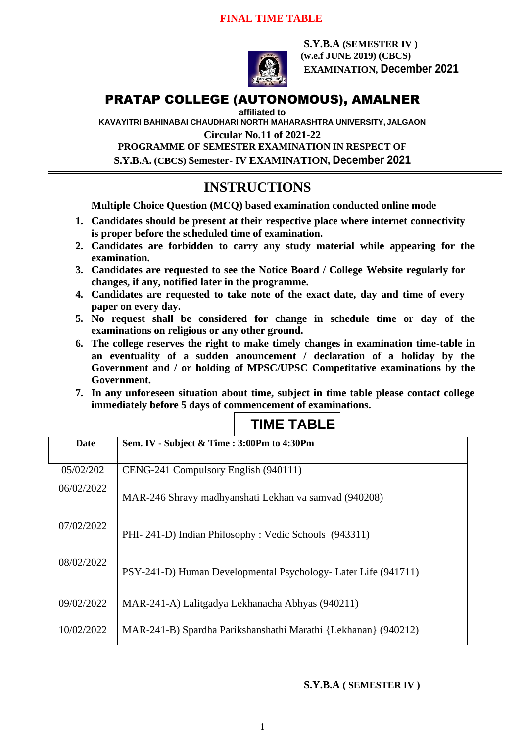**FINAL TIME TABLE**

**S.Y.B.A (SEMESTER IV )**
**(w.e.f JUNE 2019) (CBCS)**
**EXAMINATION, December 2021**

# PRATAP COLLEGE (AUTONOMOUS), AMALNER

**affiliated to**

**KAVAYITRI BAHINABAI CHAUDHARI NORTH MAHARASHTRA UNIVERSITY, JALGAON**

**Circular No.11 of 2021-22**

**PROGRAMME OF SEMESTER EXAMINATION IN RESPECT OF**

**S.Y.B.A. (CBCS) Semester- IV EXAMINATION, December 2021**

## INSTRUCTIONS

**Multiple Choice Question (MCQ) based examination conducted online mode**

1. **Candidates should be present at their respective place where internet connectivity is proper before the scheduled time of examination.**
2. **Candidates are forbidden to carry any study material while appearing for the examination.**
3. **Candidates are requested to see the Notice Board / College Website regularly for changes, if any, notified later in the programme.**
4. **Candidates are requested to take note of the exact date, day and time of every paper on every day.**
5. **No request shall be considered for change in schedule time or day of the examinations on religious or any other ground.**
6. **The college reserves the right to make timely changes in examination time-table in an eventuality of a sudden announcement / declaration of a holiday by the Government and / or holding of MPSC/UPSC Competitative examinations by the Government.**
7. **In any unforeseen situation about time, subject in time table please contact college immediately before 5 days of commencement of examinations.**

## TIME TABLE

| Date | Sem. IV - Subject & Time : 3:00Pm to 4:30Pm |
|---|---|
| 05/02/202 | CENG-241 Compulsory English (940111) |
| 06/02/2022 | MAR-246 Shravy madhyanshati Lekhan va samvad (940208) |
| 07/02/2022 | PHI- 241-D) Indian Philosophy : Vedic Schools (943311) |
| 08/02/2022 | PSY-241-D) Human Developmental Psychology- Later Life (941711) |
| 09/02/2022 | MAR-241-A) Lalitgadya Lekhanacha Abhyas (940211) |
| 10/02/2022 | MAR-241-B) Spardha Parikshanshathi Marathi {Lekhanan} (940212) |

**S.Y.B.A ( SEMESTER IV )**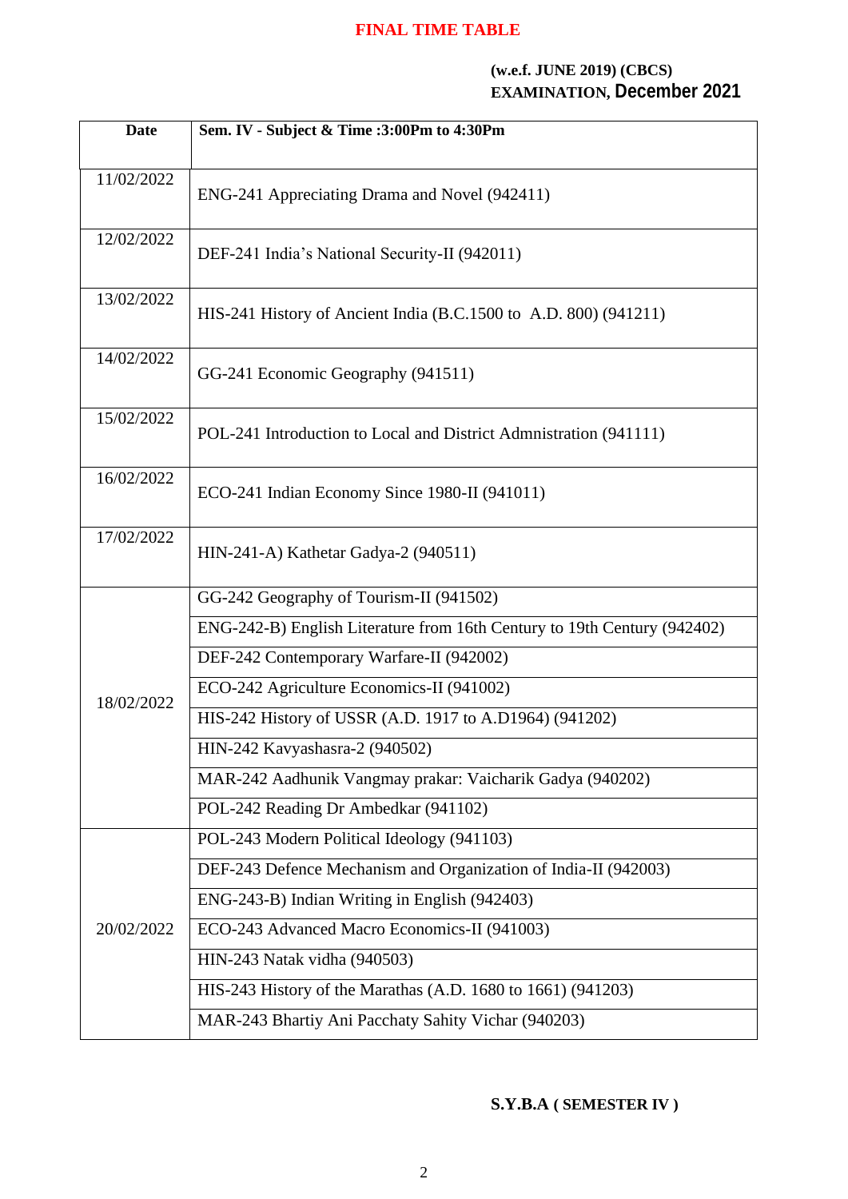# FINAL TIME TABLE

**(w.e.f. JUNE 2019) (CBCS)**
**EXAMINATION, December 2021**

| Date | Sem. IV - Subject & Time :3:00Pm to 4:30Pm |
|---|---|
| 11/02/2022 | ENG-241 Appreciating Drama and Novel (942411) |
| 12/02/2022 | DEF-241 India's National Security-II (942011) |
| 13/02/2022 | HIS-241 History of Ancient India (B.C.1500 to A.D. 800) (941211) |
| 14/02/2022 | GG-241 Economic Geography (941511) |
| 15/02/2022 | POL-241 Introduction to Local and District Admnistration (941111) |
| 16/02/2022 | ECO-241 Indian Economy Since 1980-II (941011) |
| 17/02/2022 | HIN-241-A) Kathetar Gadya-2 (940511) |
| 18/02/2022 | GG-242 Geography of Tourism-II (941502) |
| | ENG-242-B) English Literature from 16th Century to 19th Century (942402) |
| | DEF-242 Contemporary Warfare-II (942002) |
| | ECO-242 Agriculture Economics-II (941002) |
| | HIS-242 History of USSR (A.D. 1917 to A.D1964) (941202) |
| | HIN-242 Kavyashasra-2 (940502) |
| | MAR-242 Aadhunik Vangmay prakar: Vaicharik Gadya (940202) |
| | POL-242 Reading Dr Ambedkar (941102) |
| 20/02/2022 | POL-243 Modern Political Ideology (941103) |
| | DEF-243 Defence Mechanism and Organization of India-II (942003) |
| | ENG-243-B) Indian Writing in English (942403) |
| | ECO-243 Advanced Macro Economics-II (941003) |
| | HIN-243 Natak vidha (940503) |
| | HIS-243 History of the Marathas (A.D. 1680 to 1661) (941203) |
| | MAR-243 Bhartiy Ani Pacchaty Sahity Vichar (940203) |

**S.Y.B.A ( SEMESTER IV )**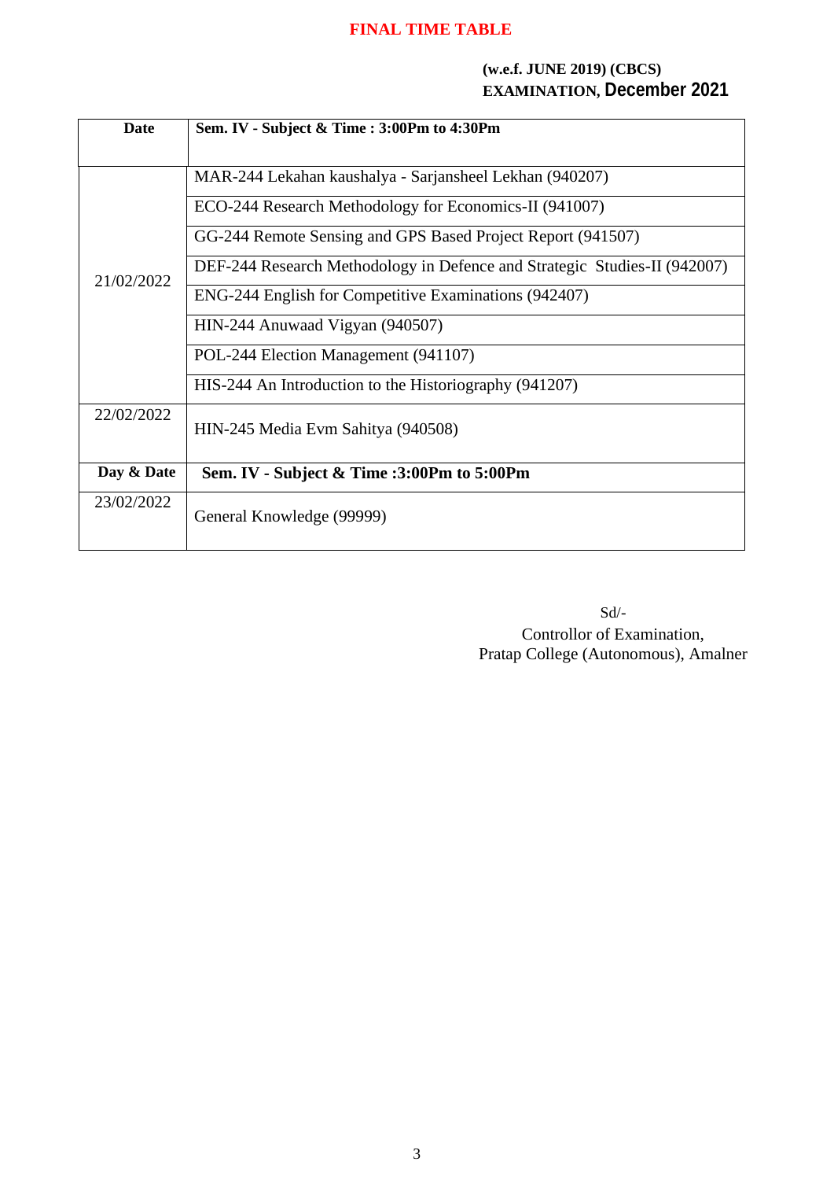# FINAL TIME TABLE

**(w.e.f. JUNE 2019) (CBCS)**
**EXAMINATION, December 2021**

| Date | Sem. IV - Subject & Time : 3:00Pm to 4:30Pm |
|---|---|
| 21/02/2022 | MAR-244 Lekahan kaushalya - Sarjansheel Lekhan (940207) |
| | ECO-244 Research Methodology for Economics-II (941007) |
| | GG-244 Remote Sensing and GPS Based Project Report (941507) |
| | DEF-244 Research Methodology in Defence and Strategic Studies-II (942007) |
| | ENG-244 English for Competitive Examinations (942407) |
| | HIN-244 Anuwaad Vigyan (940507) |
| | POL-244 Election Management (941107) |
| | HIS-244 An Introduction to the Historiography (941207) |
| 22/02/2022 | HIN-245 Media Evm Sahitya (940508) |
| **Day & Date** | **Sem. IV - Subject & Time :3:00Pm to 5:00Pm** |
| 23/02/2022 | General Knowledge (99999) |

Sd/-
Controllor of Examination,
Pratap College (Autonomous), Amalner